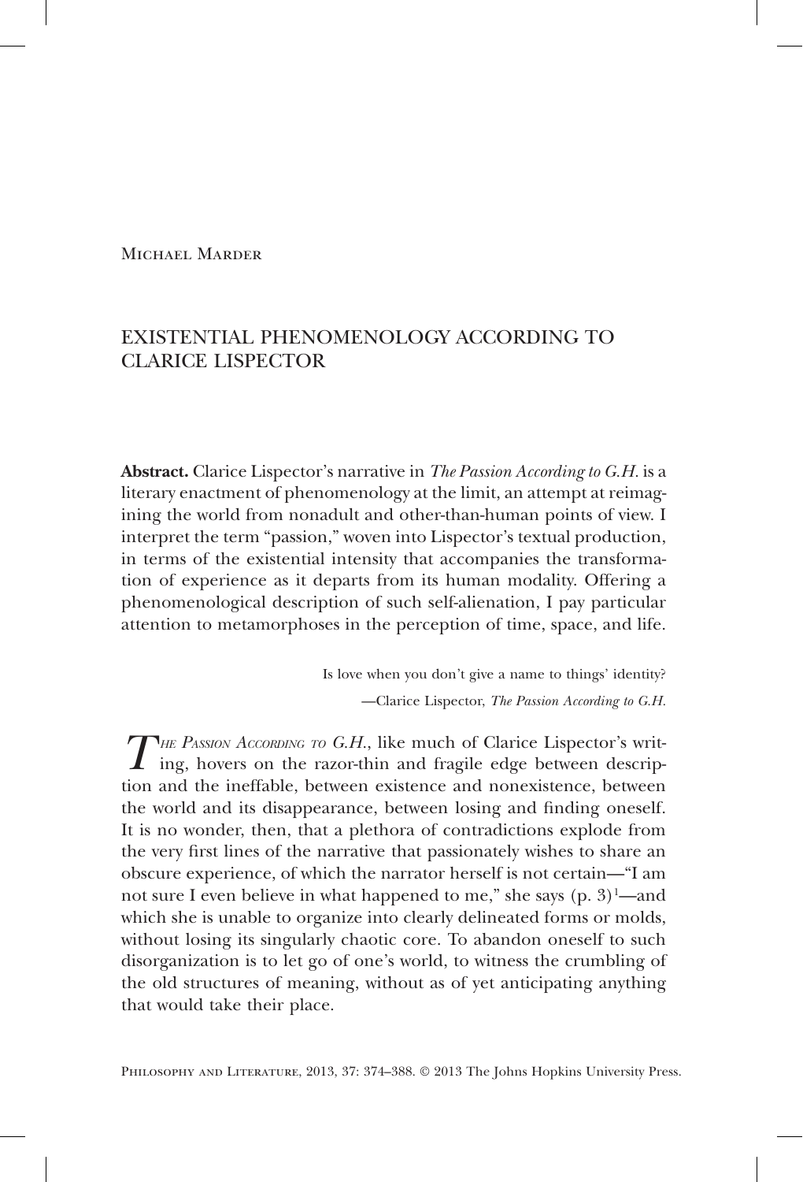Michael Marder

# EXISTENTIAL PHENOMENOLOGY ACCORDING TO CLARICE LISPECTOR

**Abstract.** Clarice Lispector's narrative in *The Passion According to G.H.* is a literary enactment of phenomenology at the limit, an attempt at reimagining the world from nonadult and other-than-human points of view. I interpret the term "passion," woven into Lispector's textual production, in terms of the existential intensity that accompanies the transformation of experience as it departs from its human modality. Offering a phenomenological description of such self-alienation, I pay particular attention to metamorphoses in the perception of time, space, and life.

> Is love when you don't give a name to things' identity?
>
> —Clarice Lispector, *The Passion According to G.H.*

*The Passion According to G.H.*, like much of Clarice Lispector's writing, hovers on the razor-thin and fragile edge between description and the ineffable, between existence and nonexistence, between the world and its disappearance, between losing and finding oneself. It is no wonder, then, that a plethora of contradictions explode from the very first lines of the narrative that passionately wishes to share an obscure experience, of which the narrator herself is not certain—"I am not sure I even believe in what happened to me," she says (p. 3)[1]—and which she is unable to organize into clearly delineated forms or molds, without losing its singularly chaotic core. To abandon oneself to such disorganization is to let go of one's world, to witness the crumbling of the old structures of meaning, without as of yet anticipating anything that would take their place.

Philosophy and Literature, 2013, 37: 374–388. © 2013 The Johns Hopkins University Press.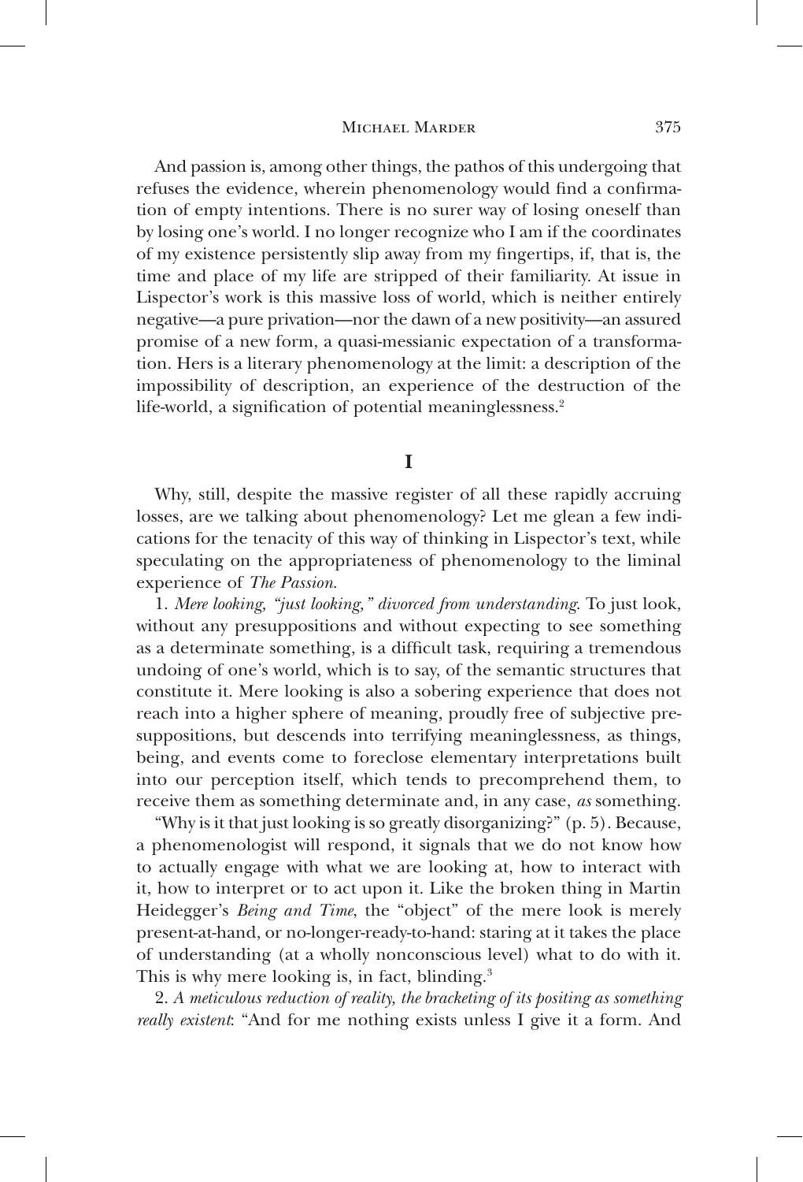And passion is, among other things, the pathos of this undergoing that refuses the evidence, wherein phenomenology would find a confirmation of empty intentions. There is no surer way of losing oneself than by losing one's world. I no longer recognize who I am if the coordinates of my existence persistently slip away from my fingertips, if, that is, the time and place of my life are stripped of their familiarity. At issue in Lispector's work is this massive loss of world, which is neither entirely negative—a pure privation—nor the dawn of a new positivity—an assured promise of a new form, a quasi-messianic expectation of a transformation. Hers is a literary phenomenology at the limit: a description of the impossibility of description, an experience of the destruction of the life-world, a signification of potential meaninglessness.[2]

## I

Why, still, despite the massive register of all these rapidly accruing losses, are we talking about phenomenology? Let me glean a few indications for the tenacity of this way of thinking in Lispector's text, while speculating on the appropriateness of phenomenology to the liminal experience of *The Passion*.

1. *Mere looking, "just looking," divorced from understanding*. To just look, without any presuppositions and without expecting to see something as a determinate something, is a difficult task, requiring a tremendous undoing of one's world, which is to say, of the semantic structures that constitute it. Mere looking is also a sobering experience that does not reach into a higher sphere of meaning, proudly free of subjective presuppositions, but descends into terrifying meaninglessness, as things, being, and events come to foreclose elementary interpretations built into our perception itself, which tends to precomprehend them, to receive them as something determinate and, in any case, *as* something.

"Why is it that just looking is so greatly disorganizing?" (p. 5). Because, a phenomenologist will respond, it signals that we do not know how to actually engage with what we are looking at, how to interact with it, how to interpret or to act upon it. Like the broken thing in Martin Heidegger's *Being and Time*, the "object" of the mere look is merely present-at-hand, or no-longer-ready-to-hand: staring at it takes the place of understanding (at a wholly nonconscious level) what to do with it. This is why mere looking is, in fact, blinding.[3]

2. *A meticulous reduction of reality, the bracketing of its positing as something really existent*: "And for me nothing exists unless I give it a form. And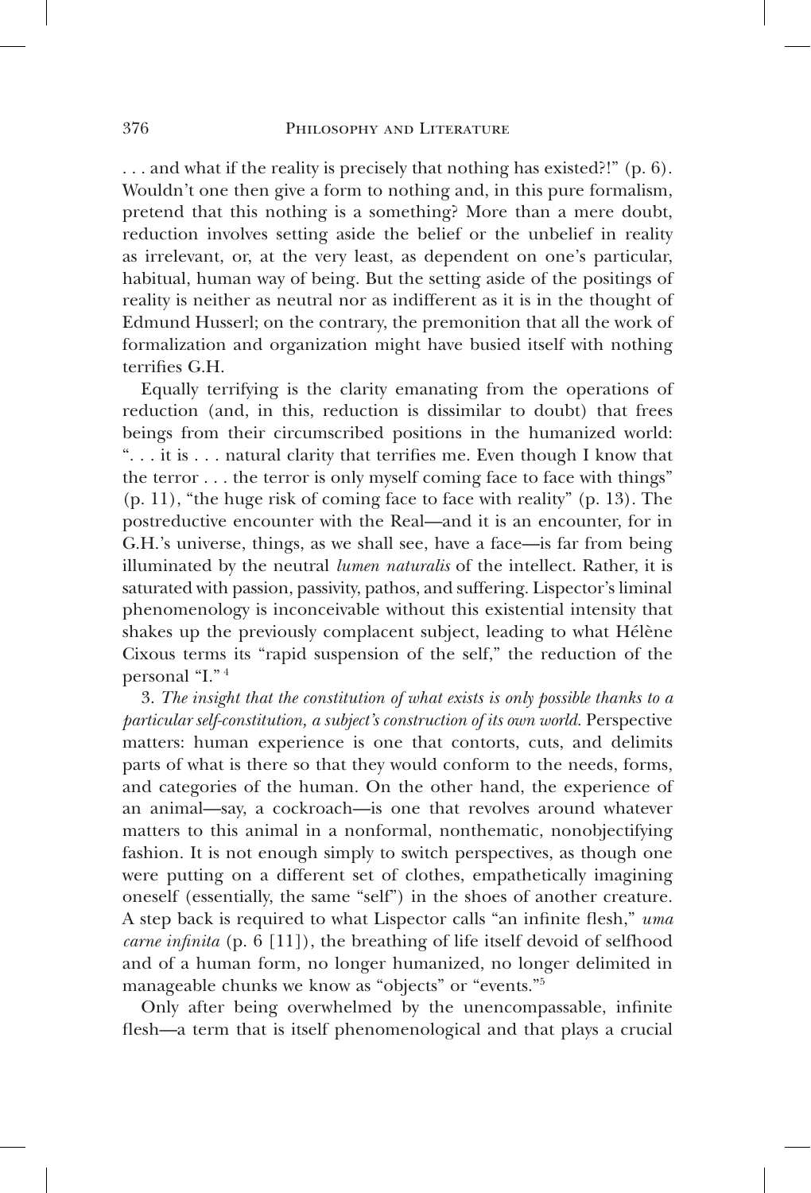. . . and what if the reality is precisely that nothing has existed?!" (p. 6). Wouldn't one then give a form to nothing and, in this pure formalism, pretend that this nothing is a something? More than a mere doubt, reduction involves setting aside the belief or the unbelief in reality as irrelevant, or, at the very least, as dependent on one's particular, habitual, human way of being. But the setting aside of the positings of reality is neither as neutral nor as indifferent as it is in the thought of Edmund Husserl; on the contrary, the premonition that all the work of formalization and organization might have busied itself with nothing terrifies G.H.

Equally terrifying is the clarity emanating from the operations of reduction (and, in this, reduction is dissimilar to doubt) that frees beings from their circumscribed positions in the humanized world: ". . . it is . . . natural clarity that terrifies me. Even though I know that the terror . . . the terror is only myself coming face to face with things" (p. 11), "the huge risk of coming face to face with reality" (p. 13). The postreductive encounter with the Real—and it is an encounter, for in G.H.'s universe, things, as we shall see, have a face—is far from being illuminated by the neutral *lumen naturalis* of the intellect. Rather, it is saturated with passion, passivity, pathos, and suffering. Lispector's liminal phenomenology is inconceivable without this existential intensity that shakes up the previously complacent subject, leading to what Hélène Cixous terms its "rapid suspension of the self," the reduction of the personal "I."[4]

3. *The insight that the constitution of what exists is only possible thanks to a particular self-constitution, a subject's construction of its own world.* Perspective matters: human experience is one that contorts, cuts, and delimits parts of what is there so that they would conform to the needs, forms, and categories of the human. On the other hand, the experience of an animal—say, a cockroach—is one that revolves around whatever matters to this animal in a nonformal, nonthematic, nonobjectifying fashion. It is not enough simply to switch perspectives, as though one were putting on a different set of clothes, empathetically imagining oneself (essentially, the same "self") in the shoes of another creature. A step back is required to what Lispector calls "an infinite flesh," *uma carne infinita* (p. 6 [11]), the breathing of life itself devoid of selfhood and of a human form, no longer humanized, no longer delimited in manageable chunks we know as "objects" or "events."[5]

Only after being overwhelmed by the unencompassable, infinite flesh—a term that is itself phenomenological and that plays a crucial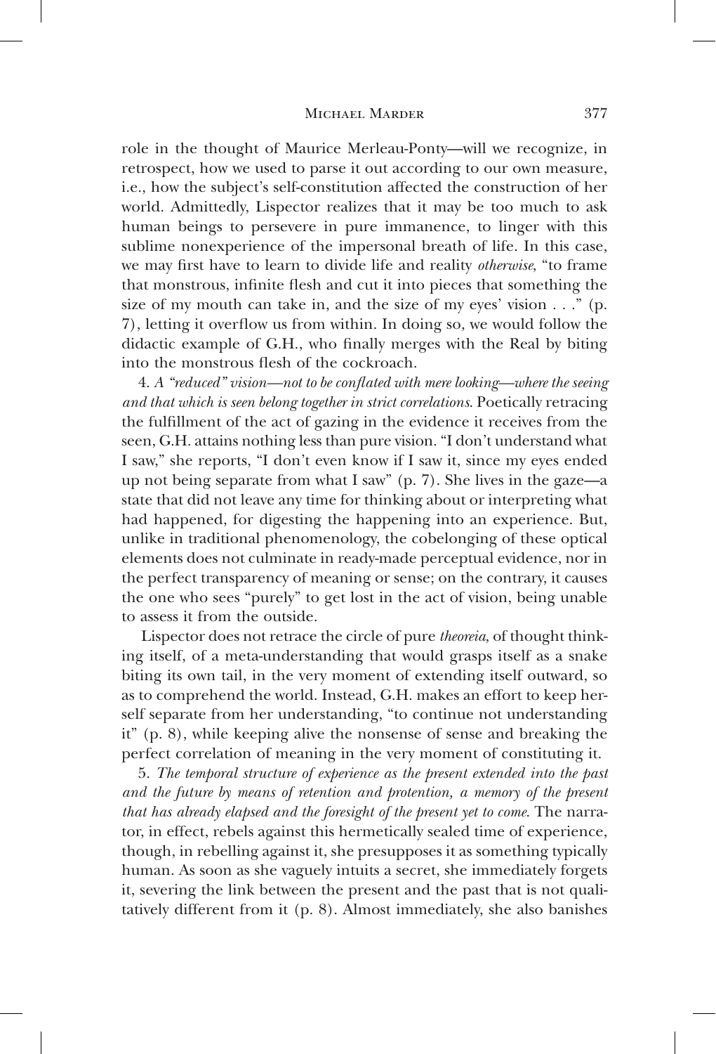role in the thought of Maurice Merleau-Ponty—will we recognize, in retrospect, how we used to parse it out according to our own measure, i.e., how the subject's self-constitution affected the construction of her world. Admittedly, Lispector realizes that it may be too much to ask human beings to persevere in pure immanence, to linger with this sublime nonexperience of the impersonal breath of life. In this case, we may first have to learn to divide life and reality *otherwise*, "to frame that monstrous, infinite flesh and cut it into pieces that something the size of my mouth can take in, and the size of my eyes' vision . . ." (p. 7), letting it overflow us from within. In doing so, we would follow the didactic example of G.H., who finally merges with the Real by biting into the monstrous flesh of the cockroach.

4. *A "reduced" vision—not to be conflated with mere looking—where the seeing and that which is seen belong together in strict correlations*. Poetically retracing the fulfillment of the act of gazing in the evidence it receives from the seen, G.H. attains nothing less than pure vision. "I don't understand what I saw," she reports, "I don't even know if I saw it, since my eyes ended up not being separate from what I saw" (p. 7). She lives in the gaze—a state that did not leave any time for thinking about or interpreting what had happened, for digesting the happening into an experience. But, unlike in traditional phenomenology, the cobelonging of these optical elements does not culminate in ready-made perceptual evidence, nor in the perfect transparency of meaning or sense; on the contrary, it causes the one who sees "purely" to get lost in the act of vision, being unable to assess it from the outside.

Lispector does not retrace the circle of pure *theoreia*, of thought thinking itself, of a meta-understanding that would grasps itself as a snake biting its own tail, in the very moment of extending itself outward, so as to comprehend the world. Instead, G.H. makes an effort to keep herself separate from her understanding, "to continue not understanding it" (p. 8), while keeping alive the nonsense of sense and breaking the perfect correlation of meaning in the very moment of constituting it.

5. *The temporal structure of experience as the present extended into the past and the future by means of retention and protention, a memory of the present that has already elapsed and the foresight of the present yet to come*. The narrator, in effect, rebels against this hermetically sealed time of experience, though, in rebelling against it, she presupposes it as something typically human. As soon as she vaguely intuits a secret, she immediately forgets it, severing the link between the present and the past that is not qualitatively different from it (p. 8). Almost immediately, she also banishes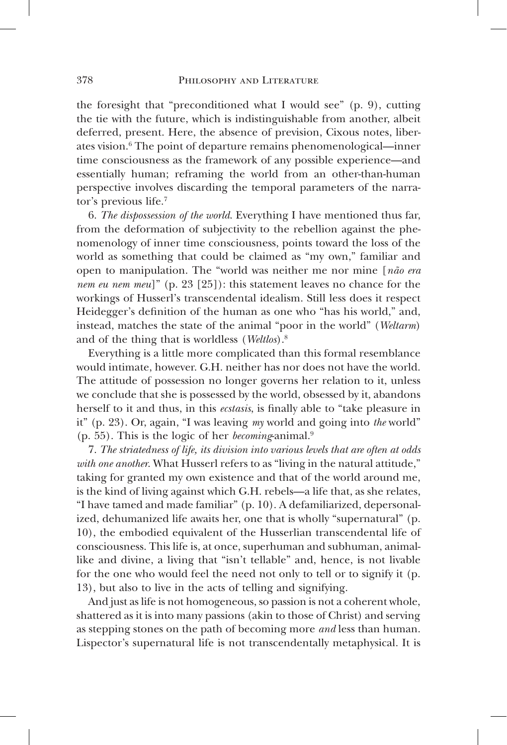the foresight that "preconditioned what I would see" (p. 9), cutting the tie with the future, which is indistinguishable from another, albeit deferred, present. Here, the absence of prevision, Cixous notes, liberates vision.[6] The point of departure remains phenomenological—inner time consciousness as the framework of any possible experience—and essentially human; reframing the world from an other-than-human perspective involves discarding the temporal parameters of the narrator's previous life.[7]

6. *The dispossession of the world*. Everything I have mentioned thus far, from the deformation of subjectivity to the rebellion against the phenomenology of inner time consciousness, points toward the loss of the world as something that could be claimed as "my own," familiar and open to manipulation. The "world was neither me nor mine [*não era nem eu nem meu*]" (p. 23 [25]): this statement leaves no chance for the workings of Husserl's transcendental idealism. Still less does it respect Heidegger's definition of the human as one who "has his world," and, instead, matches the state of the animal "poor in the world" (*Weltarm*) and of the thing that is worldless (*Weltlos*).[8]

Everything is a little more complicated than this formal resemblance would intimate, however. G.H. neither has nor does not have the world. The attitude of possession no longer governs her relation to it, unless we conclude that she is possessed by the world, obsessed by it, abandons herself to it and thus, in this *ecstasis*, is finally able to "take pleasure in it" (p. 23). Or, again, "I was leaving *my* world and going into *the* world" (p. 55). This is the logic of her *becoming*-animal.[9]

7. *The striatedness of life, its division into various levels that are often at odds with one another*. What Husserl refers to as "living in the natural attitude," taking for granted my own existence and that of the world around me, is the kind of living against which G.H. rebels—a life that, as she relates, "I have tamed and made familiar" (p. 10). A defamiliarized, depersonalized, dehumanized life awaits her, one that is wholly "supernatural" (p. 10), the embodied equivalent of the Husserlian transcendental life of consciousness. This life is, at once, superhuman and subhuman, animal-like and divine, a living that "isn't tellable" and, hence, is not livable for the one who would feel the need not only to tell or to signify it (p. 13), but also to live in the acts of telling and signifying.

And just as life is not homogeneous, so passion is not a coherent whole, shattered as it is into many passions (akin to those of Christ) and serving as stepping stones on the path of becoming more *and* less than human. Lispector's supernatural life is not transcendentally metaphysical. It is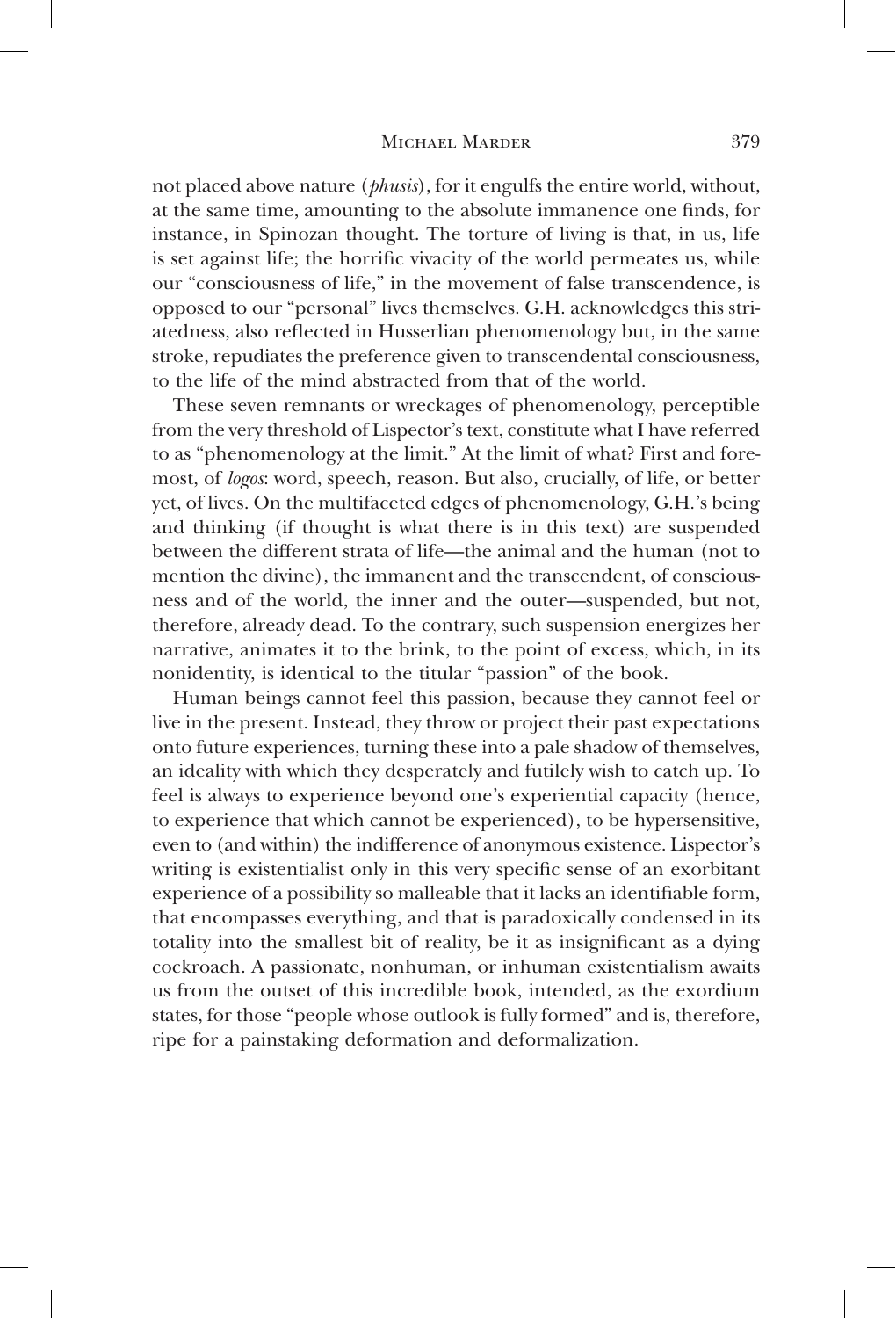not placed above nature (*phusis*), for it engulfs the entire world, without, at the same time, amounting to the absolute immanence one finds, for instance, in Spinozan thought. The torture of living is that, in us, life is set against life; the horrific vivacity of the world permeates us, while our "consciousness of life," in the movement of false transcendence, is opposed to our "personal" lives themselves. G.H. acknowledges this striatedness, also reflected in Husserlian phenomenology but, in the same stroke, repudiates the preference given to transcendental consciousness, to the life of the mind abstracted from that of the world.

These seven remnants or wreckages of phenomenology, perceptible from the very threshold of Lispector's text, constitute what I have referred to as "phenomenology at the limit." At the limit of what? First and foremost, of *logos*: word, speech, reason. But also, crucially, of life, or better yet, of lives. On the multifaceted edges of phenomenology, G.H.'s being and thinking (if thought is what there is in this text) are suspended between the different strata of life—the animal and the human (not to mention the divine), the immanent and the transcendent, of consciousness and of the world, the inner and the outer—suspended, but not, therefore, already dead. To the contrary, such suspension energizes her narrative, animates it to the brink, to the point of excess, which, in its nonidentity, is identical to the titular "passion" of the book.

Human beings cannot feel this passion, because they cannot feel or live in the present. Instead, they throw or project their past expectations onto future experiences, turning these into a pale shadow of themselves, an ideality with which they desperately and futilely wish to catch up. To feel is always to experience beyond one's experiential capacity (hence, to experience that which cannot be experienced), to be hypersensitive, even to (and within) the indifference of anonymous existence. Lispector's writing is existentialist only in this very specific sense of an exorbitant experience of a possibility so malleable that it lacks an identifiable form, that encompasses everything, and that is paradoxically condensed in its totality into the smallest bit of reality, be it as insignificant as a dying cockroach. A passionate, nonhuman, or inhuman existentialism awaits us from the outset of this incredible book, intended, as the exordium states, for those "people whose outlook is fully formed" and is, therefore, ripe for a painstaking deformation and deformalization.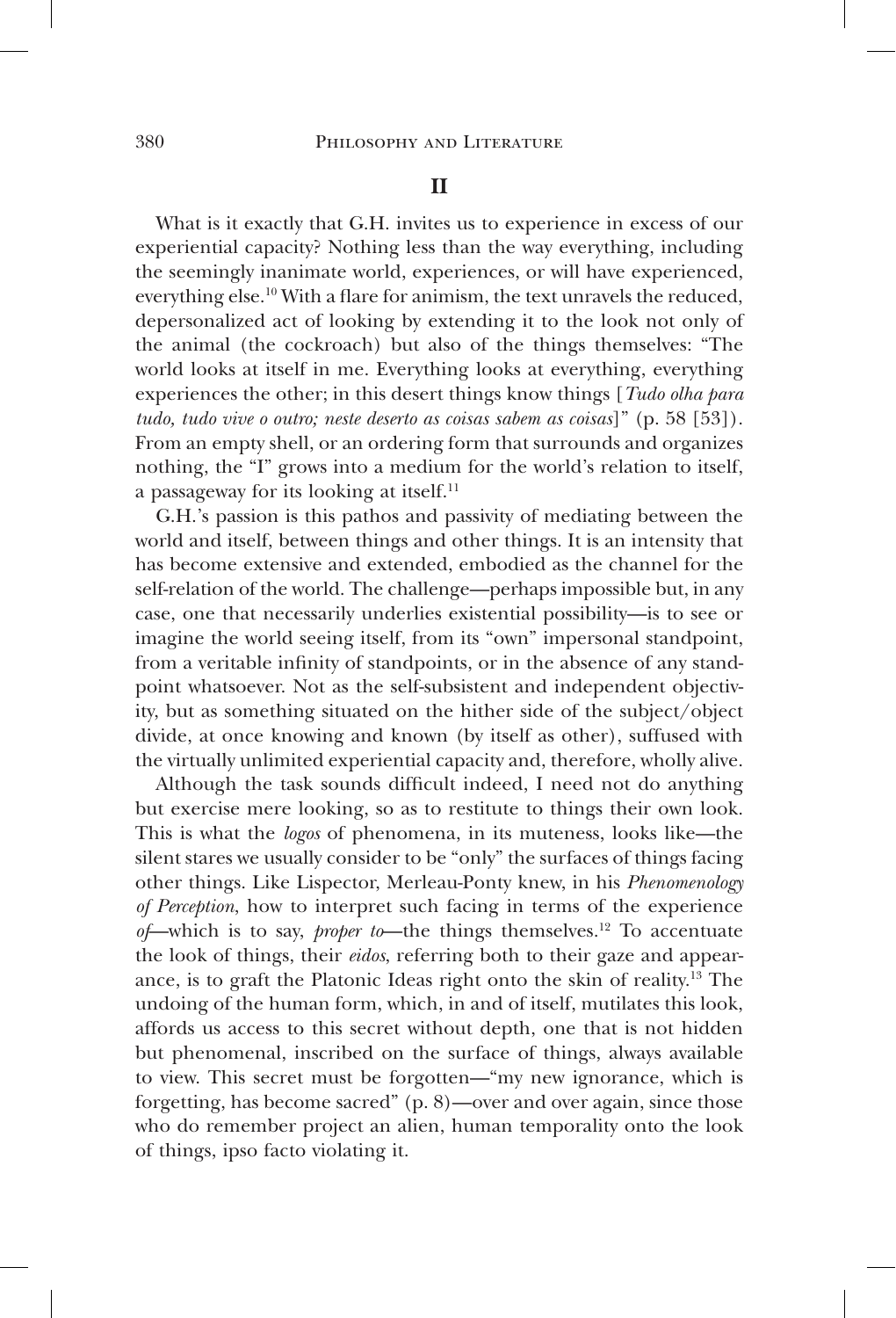## II

What is it exactly that G.H. invites us to experience in excess of our experiential capacity? Nothing less than the way everything, including the seemingly inanimate world, experiences, or will have experienced, everything else.[10] With a flare for animism, the text unravels the reduced, depersonalized act of looking by extending it to the look not only of the animal (the cockroach) but also of the things themselves: "The world looks at itself in me. Everything looks at everything, everything experiences the other; in this desert things know things [*Tudo olha para tudo, tudo vive o outro; neste deserto as coisas sabem as coisas*]" (p. 58 [53]). From an empty shell, or an ordering form that surrounds and organizes nothing, the "I" grows into a medium for the world's relation to itself, a passageway for its looking at itself.[11]

G.H.'s passion is this pathos and passivity of mediating between the world and itself, between things and other things. It is an intensity that has become extensive and extended, embodied as the channel for the self-relation of the world. The challenge—perhaps impossible but, in any case, one that necessarily underlies existential possibility—is to see or imagine the world seeing itself, from its "own" impersonal standpoint, from a veritable infinity of standpoints, or in the absence of any standpoint whatsoever. Not as the self-subsistent and independent objectivity, but as something situated on the hither side of the subject/object divide, at once knowing and known (by itself as other), suffused with the virtually unlimited experiential capacity and, therefore, wholly alive.

Although the task sounds difficult indeed, I need not do anything but exercise mere looking, so as to restitute to things their own look. This is what the *logos* of phenomena, in its muteness, looks like—the silent stares we usually consider to be "only" the surfaces of things facing other things. Like Lispector, Merleau-Ponty knew, in his *Phenomenology of Perception*, how to interpret such facing in terms of the experience *of*—which is to say, *proper to*—the things themselves.[12] To accentuate the look of things, their *eidos*, referring both to their gaze and appearance, is to graft the Platonic Ideas right onto the skin of reality.[13] The undoing of the human form, which, in and of itself, mutilates this look, affords us access to this secret without depth, one that is not hidden but phenomenal, inscribed on the surface of things, always available to view. This secret must be forgotten—"my new ignorance, which is forgetting, has become sacred" (p. 8)—over and over again, since those who do remember project an alien, human temporality onto the look of things, ipso facto violating it.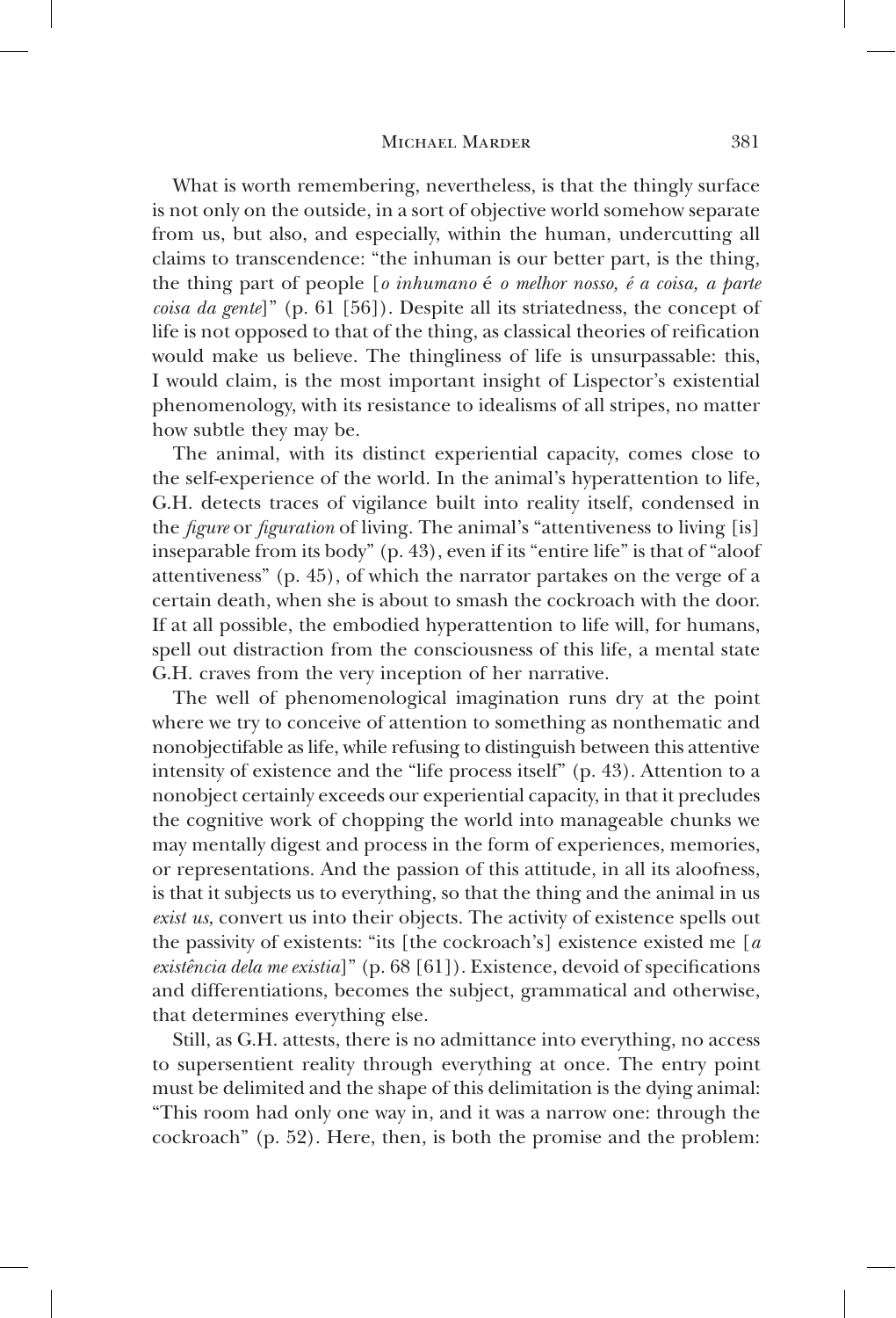What is worth remembering, nevertheless, is that the thingly surface is not only on the outside, in a sort of objective world somehow separate from us, but also, and especially, within the human, undercutting all claims to transcendence: "the inhuman is our better part, is the thing, the thing part of people [*o inhumano* é *o melhor nosso, é a coisa, a parte coisa da gente*]" (p. 61 [56]). Despite all its striatedness, the concept of life is not opposed to that of the thing, as classical theories of reification would make us believe. The thingliness of life is unsurpassable: this, I would claim, is the most important insight of Lispector's existential phenomenology, with its resistance to idealisms of all stripes, no matter how subtle they may be.

The animal, with its distinct experiential capacity, comes close to the self-experience of the world. In the animal's hyperattention to life, G.H. detects traces of vigilance built into reality itself, condensed in the *figure* or *figuration* of living. The animal's "attentiveness to living [is] inseparable from its body" (p. 43), even if its "entire life" is that of "aloof attentiveness" (p. 45), of which the narrator partakes on the verge of a certain death, when she is about to smash the cockroach with the door. If at all possible, the embodied hyperattention to life will, for humans, spell out distraction from the consciousness of this life, a mental state G.H. craves from the very inception of her narrative.

The well of phenomenological imagination runs dry at the point where we try to conceive of attention to something as nonthematic and nonobjectifiable as life, while refusing to distinguish between this attentive intensity of existence and the "life process itself" (p. 43). Attention to a nonobject certainly exceeds our experiential capacity, in that it precludes the cognitive work of chopping the world into manageable chunks we may mentally digest and process in the form of experiences, memories, or representations. And the passion of this attitude, in all its aloofness, is that it subjects us to everything, so that the thing and the animal in us *exist us*, convert us into their objects. The activity of existence spells out the passivity of existents: "its [the cockroach's] existence existed me [*a existência dela me existia*]" (p. 68 [61]). Existence, devoid of specifications and differentiations, becomes the subject, grammatical and otherwise, that determines everything else.

Still, as G.H. attests, there is no admittance into everything, no access to supersentient reality through everything at once. The entry point must be delimited and the shape of this delimitation is the dying animal: "This room had only one way in, and it was a narrow one: through the cockroach" (p. 52). Here, then, is both the promise and the problem: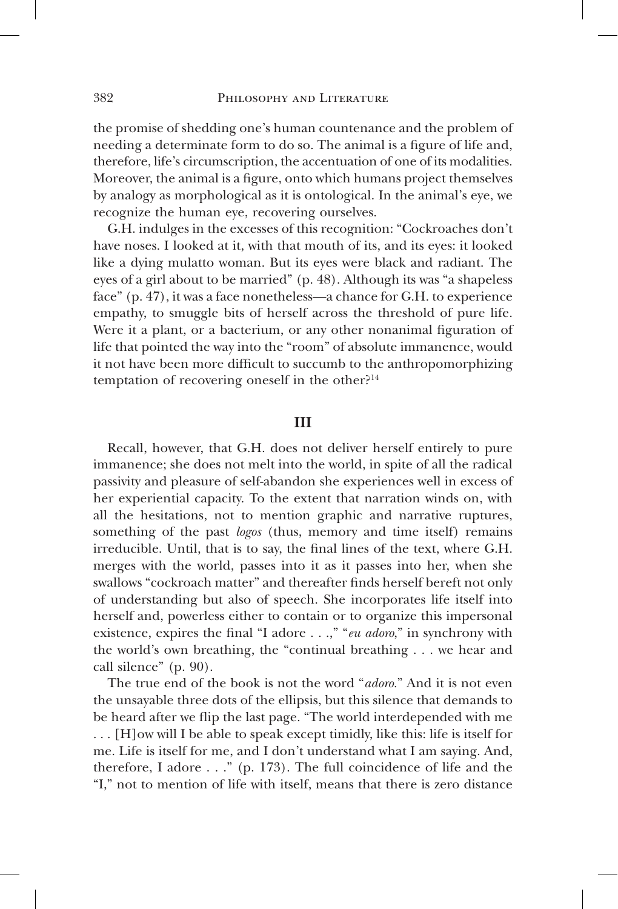the promise of shedding one's human countenance and the problem of needing a determinate form to do so. The animal is a figure of life and, therefore, life's circumscription, the accentuation of one of its modalities. Moreover, the animal is a figure, onto which humans project themselves by analogy as morphological as it is ontological. In the animal's eye, we recognize the human eye, recovering ourselves.

G.H. indulges in the excesses of this recognition: "Cockroaches don't have noses. I looked at it, with that mouth of its, and its eyes: it looked like a dying mulatto woman. But its eyes were black and radiant. The eyes of a girl about to be married" (p. 48). Although its was "a shapeless face" (p. 47), it was a face nonetheless—a chance for G.H. to experience empathy, to smuggle bits of herself across the threshold of pure life. Were it a plant, or a bacterium, or any other nonanimal figuration of life that pointed the way into the "room" of absolute immanence, would it not have been more difficult to succumb to the anthropomorphizing temptation of recovering oneself in the other?[14]

## III

Recall, however, that G.H. does not deliver herself entirely to pure immanence; she does not melt into the world, in spite of all the radical passivity and pleasure of self-abandon she experiences well in excess of her experiential capacity. To the extent that narration winds on, with all the hesitations, not to mention graphic and narrative ruptures, something of the past *logos* (thus, memory and time itself) remains irreducible. Until, that is to say, the final lines of the text, where G.H. merges with the world, passes into it as it passes into her, when she swallows "cockroach matter" and thereafter finds herself bereft not only of understanding but also of speech. She incorporates life itself into herself and, powerless either to contain or to organize this impersonal existence, expires the final "I adore . . .," "*eu adoro*," in synchrony with the world's own breathing, the "continual breathing . . . we hear and call silence" (p. 90).

The true end of the book is not the word "*adoro*." And it is not even the unsayable three dots of the ellipsis, but this silence that demands to be heard after we flip the last page. "The world interdepended with me . . . [H]ow will I be able to speak except timidly, like this: life is itself for me. Life is itself for me, and I don't understand what I am saying. And, therefore, I adore . . ." (p. 173). The full coincidence of life and the "I," not to mention of life with itself, means that there is zero distance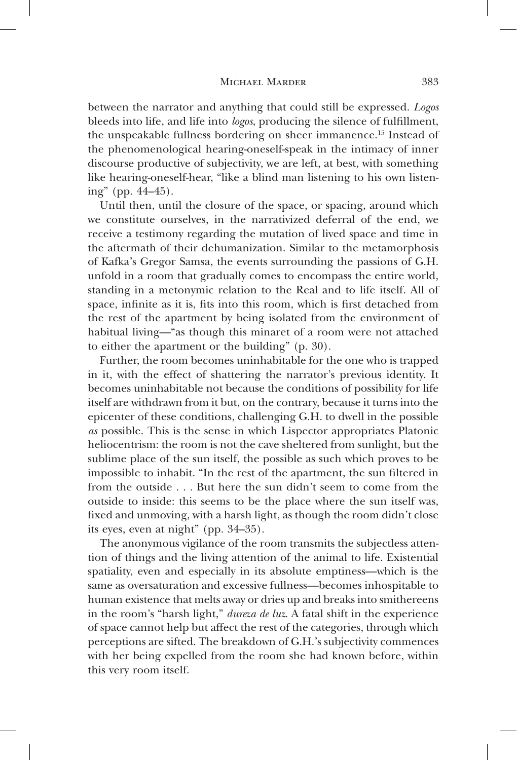between the narrator and anything that could still be expressed. *Logos* bleeds into life, and life into *logos*, producing the silence of fulfillment, the unspeakable fullness bordering on sheer immanence.[15] Instead of the phenomenological hearing-oneself-speak in the intimacy of inner discourse productive of subjectivity, we are left, at best, with something like hearing-oneself-hear, "like a blind man listening to his own listening" (pp. 44–45).

Until then, until the closure of the space, or spacing, around which we constitute ourselves, in the narrativized deferral of the end, we receive a testimony regarding the mutation of lived space and time in the aftermath of their dehumanization. Similar to the metamorphosis of Kafka's Gregor Samsa, the events surrounding the passions of G.H. unfold in a room that gradually comes to encompass the entire world, standing in a metonymic relation to the Real and to life itself. All of space, infinite as it is, fits into this room, which is first detached from the rest of the apartment by being isolated from the environment of habitual living—"as though this minaret of a room were not attached to either the apartment or the building" (p. 30).

Further, the room becomes uninhabitable for the one who is trapped in it, with the effect of shattering the narrator's previous identity. It becomes uninhabitable not because the conditions of possibility for life itself are withdrawn from it but, on the contrary, because it turns into the epicenter of these conditions, challenging G.H. to dwell in the possible *as* possible. This is the sense in which Lispector appropriates Platonic heliocentrism: the room is not the cave sheltered from sunlight, but the sublime place of the sun itself, the possible as such which proves to be impossible to inhabit. "In the rest of the apartment, the sun filtered in from the outside . . . But here the sun didn't seem to come from the outside to inside: this seems to be the place where the sun itself was, fixed and unmoving, with a harsh light, as though the room didn't close its eyes, even at night" (pp. 34–35).

The anonymous vigilance of the room transmits the subjectless attention of things and the living attention of the animal to life. Existential spatiality, even and especially in its absolute emptiness—which is the same as oversaturation and excessive fullness—becomes inhospitable to human existence that melts away or dries up and breaks into smithereens in the room's "harsh light," *dureza de luz*. A fatal shift in the experience of space cannot help but affect the rest of the categories, through which perceptions are sifted. The breakdown of G.H.'s subjectivity commences with her being expelled from the room she had known before, within this very room itself.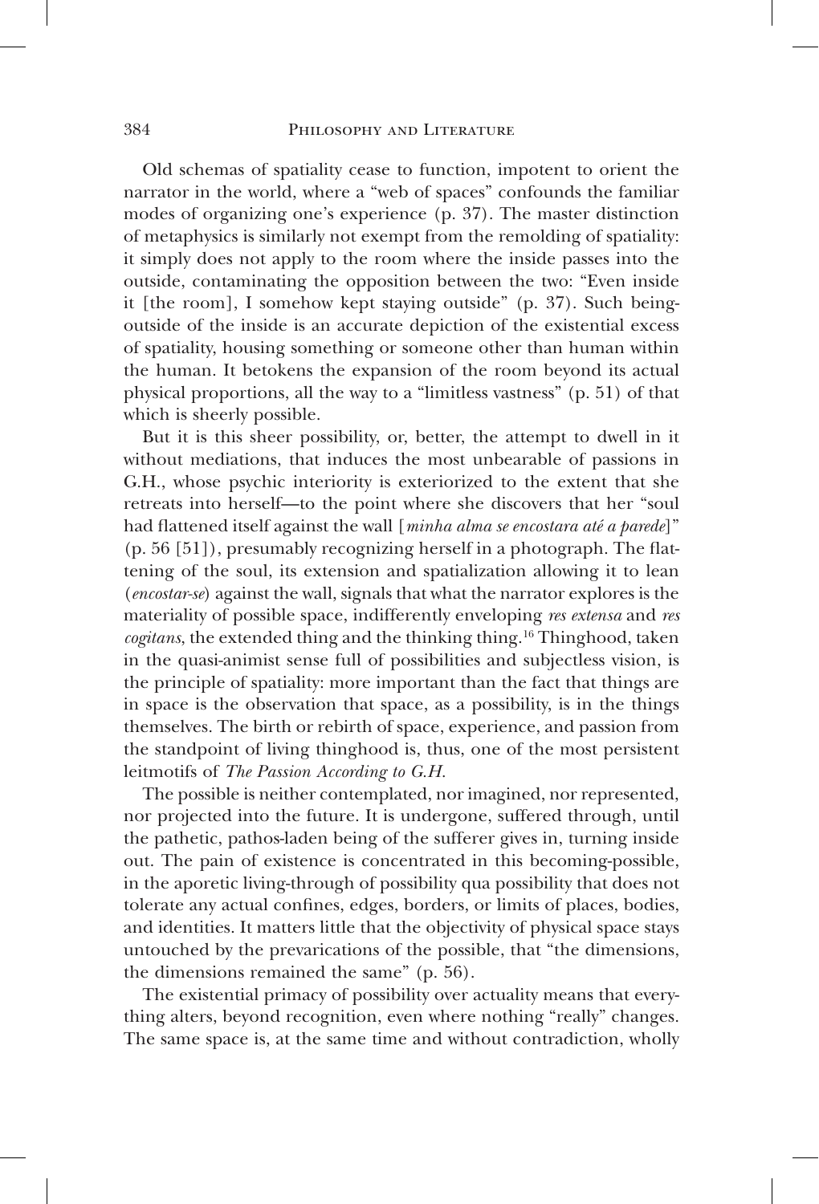Old schemas of spatiality cease to function, impotent to orient the narrator in the world, where a "web of spaces" confounds the familiar modes of organizing one's experience (p. 37). The master distinction of metaphysics is similarly not exempt from the remolding of spatiality: it simply does not apply to the room where the inside passes into the outside, contaminating the opposition between the two: "Even inside it [the room], I somehow kept staying outside" (p. 37). Such being-outside of the inside is an accurate depiction of the existential excess of spatiality, housing something or someone other than human within the human. It betokens the expansion of the room beyond its actual physical proportions, all the way to a "limitless vastness" (p. 51) of that which is sheerly possible.

But it is this sheer possibility, or, better, the attempt to dwell in it without mediations, that induces the most unbearable of passions in G.H., whose psychic interiority is exteriorized to the extent that she retreats into herself—to the point where she discovers that her "soul had flattened itself against the wall [*minha alma se encostara até a parede*]" (p. 56 [51]), presumably recognizing herself in a photograph. The flattening of the soul, its extension and spatialization allowing it to lean (*encostar-se*) against the wall, signals that what the narrator explores is the materiality of possible space, indifferently enveloping *res extensa* and *res cogitans*, the extended thing and the thinking thing.[16] Thinghood, taken in the quasi-animist sense full of possibilities and subjectless vision, is the principle of spatiality: more important than the fact that things are in space is the observation that space, as a possibility, is in the things themselves. The birth or rebirth of space, experience, and passion from the standpoint of living thinghood is, thus, one of the most persistent leitmotifs of *The Passion According to G.H.*

The possible is neither contemplated, nor imagined, nor represented, nor projected into the future. It is undergone, suffered through, until the pathetic, pathos-laden being of the sufferer gives in, turning inside out. The pain of existence is concentrated in this becoming-possible, in the aporetic living-through of possibility qua possibility that does not tolerate any actual confines, edges, borders, or limits of places, bodies, and identities. It matters little that the objectivity of physical space stays untouched by the prevarications of the possible, that "the dimensions, the dimensions remained the same" (p. 56).

The existential primacy of possibility over actuality means that everything alters, beyond recognition, even where nothing "really" changes. The same space is, at the same time and without contradiction, wholly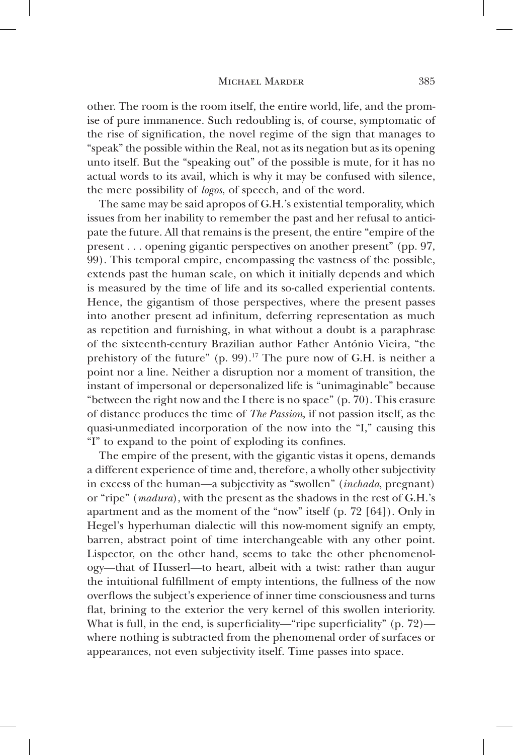other. The room is the room itself, the entire world, life, and the promise of pure immanence. Such redoubling is, of course, symptomatic of the rise of signification, the novel regime of the sign that manages to "speak" the possible within the Real, not as its negation but as its opening unto itself. But the "speaking out" of the possible is mute, for it has no actual words to its avail, which is why it may be confused with silence, the mere possibility of *logos*, of speech, and of the word.

The same may be said apropos of G.H.'s existential temporality, which issues from her inability to remember the past and her refusal to anticipate the future. All that remains is the present, the entire "empire of the present . . . opening gigantic perspectives on another present" (pp. 97, 99). This temporal empire, encompassing the vastness of the possible, extends past the human scale, on which it initially depends and which is measured by the time of life and its so-called experiential contents. Hence, the gigantism of those perspectives, where the present passes into another present ad infinitum, deferring representation as much as repetition and furnishing, in what without a doubt is a paraphrase of the sixteenth-century Brazilian author Father António Vieira, "the prehistory of the future" (p. 99).[17] The pure now of G.H. is neither a point nor a line. Neither a disruption nor a moment of transition, the instant of impersonal or depersonalized life is "unimaginable" because "between the right now and the I there is no space" (p. 70). This erasure of distance produces the time of *The Passion*, if not passion itself, as the quasi-unmediated incorporation of the now into the "I," causing this "I" to expand to the point of exploding its confines.

The empire of the present, with the gigantic vistas it opens, demands a different experience of time and, therefore, a wholly other subjectivity in excess of the human—a subjectivity as "swollen" (*inchada*, pregnant) or "ripe" (*madura*), with the present as the shadows in the rest of G.H.'s apartment and as the moment of the "now" itself (p. 72 [64]). Only in Hegel's hyperhuman dialectic will this now-moment signify an empty, barren, abstract point of time interchangeable with any other point. Lispector, on the other hand, seems to take the other phenomenology—that of Husserl—to heart, albeit with a twist: rather than augur the intuitional fulfillment of empty intentions, the fullness of the now overflows the subject's experience of inner time consciousness and turns flat, brining to the exterior the very kernel of this swollen interiority. What is full, in the end, is superficiality—"ripe superficiality" (p. 72)—where nothing is subtracted from the phenomenal order of surfaces or appearances, not even subjectivity itself. Time passes into space.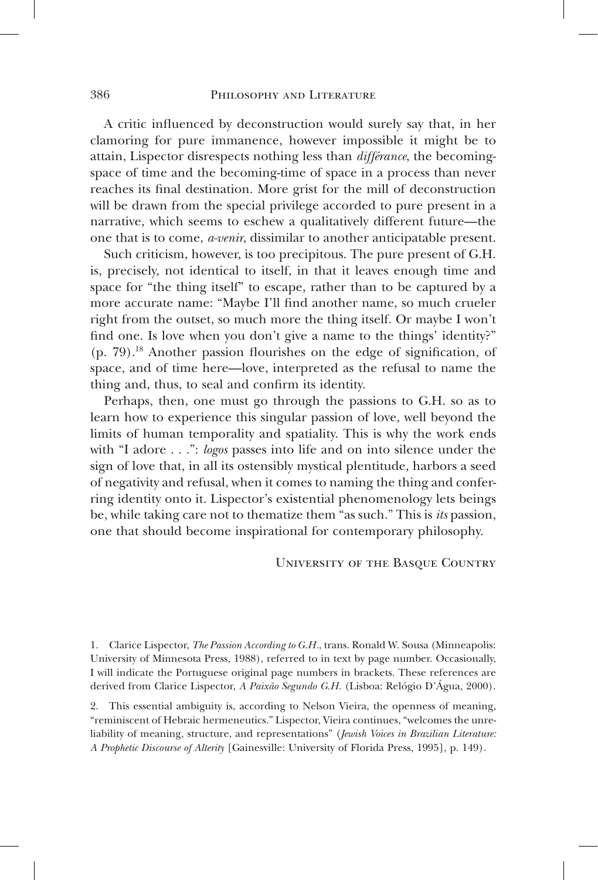A critic influenced by deconstruction would surely say that, in her clamoring for pure immanence, however impossible it might be to attain, Lispector disrespects nothing less than *différance*, the becoming-space of time and the becoming-time of space in a process than never reaches its final destination. More grist for the mill of deconstruction will be drawn from the special privilege accorded to pure present in a narrative, which seems to eschew a qualitatively different future—the one that is to come, *a-venir*, dissimilar to another anticipatable present.

Such criticism, however, is too precipitous. The pure present of G.H. is, precisely, not identical to itself, in that it leaves enough time and space for "the thing itself" to escape, rather than to be captured by a more accurate name: "Maybe I'll find another name, so much crueler right from the outset, so much more the thing itself. Or maybe I won't find one. Is love when you don't give a name to the things' identity?" (p. 79).[18] Another passion flourishes on the edge of signification, of space, and of time here—love, interpreted as the refusal to name the thing and, thus, to seal and confirm its identity.

Perhaps, then, one must go through the passions to G.H. so as to learn how to experience this singular passion of love, well beyond the limits of human temporality and spatiality. This is why the work ends with "I adore . . .": *logos* passes into life and on into silence under the sign of love that, in all its ostensibly mystical plentitude, harbors a seed of negativity and refusal, when it comes to naming the thing and conferring identity onto it. Lispector's existential phenomenology lets beings be, while taking care not to thematize them "as such." This is *its* passion, one that should become inspirational for contemporary philosophy.

University of the Basque Country

1. Clarice Lispector, *The Passion According to G.H.*, trans. Ronald W. Sousa (Minneapolis: University of Minnesota Press, 1988), referred to in text by page number. Occasionally, I will indicate the Portuguese original page numbers in brackets. These references are derived from Clarice Lispector, *A Paixão Segundo G.H.* (Lisboa: Relógio D'Água, 2000).

2. This essential ambiguity is, according to Nelson Vieira, the openness of meaning, "reminiscent of Hebraic hermeneutics." Lispector, Vieira continues, "welcomes the unreliability of meaning, structure, and representations" (*Jewish Voices in Brazilian Literature: A Prophetic Discourse of Alterity* [Gainesville: University of Florida Press, 1995], p. 149).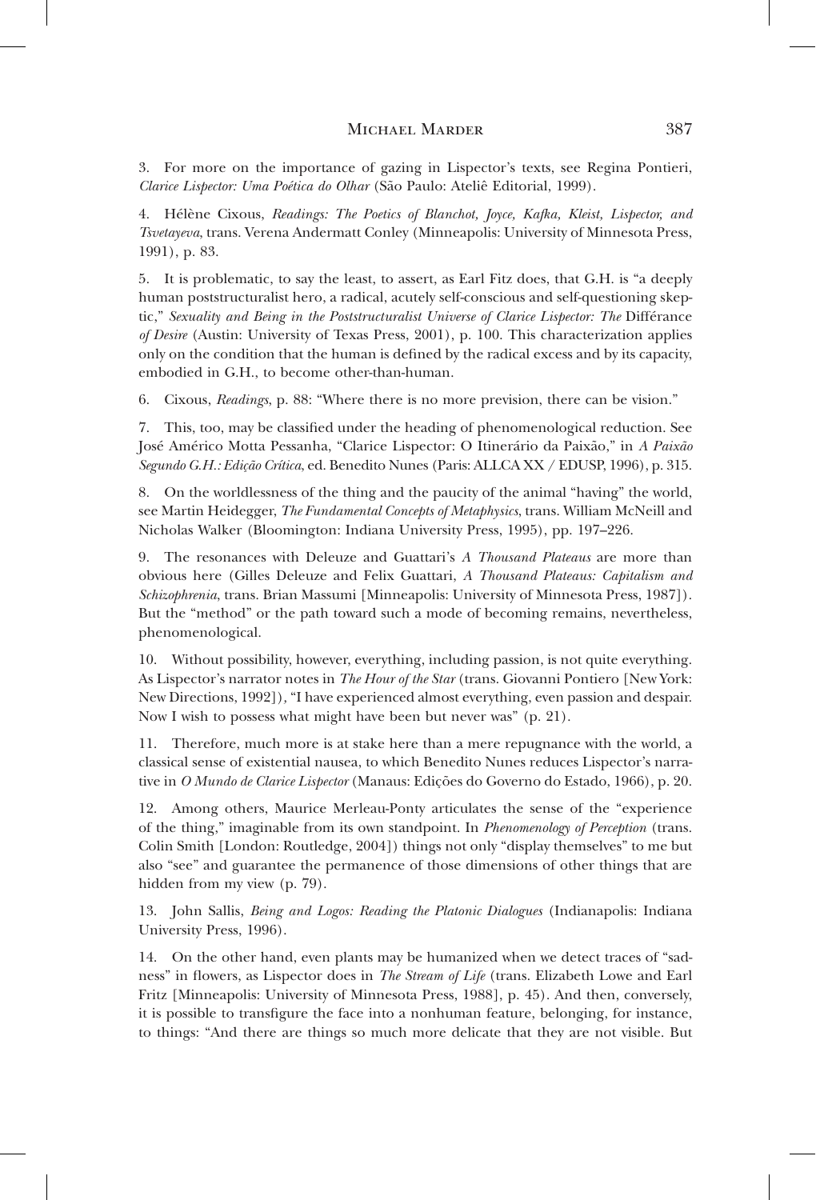3. For more on the importance of gazing in Lispector's texts, see Regina Pontieri, *Clarice Lispector: Uma Poética do Olhar* (São Paulo: Ateliê Editorial, 1999).

4. Hélène Cixous, *Readings: The Poetics of Blanchot, Joyce, Kafka, Kleist, Lispector, and Tsvetayeva*, trans. Verena Andermatt Conley (Minneapolis: University of Minnesota Press, 1991), p. 83.

5. It is problematic, to say the least, to assert, as Earl Fitz does, that G.H. is "a deeply human poststructuralist hero, a radical, acutely self-conscious and self-questioning skeptic," *Sexuality and Being in the Poststructuralist Universe of Clarice Lispector: The* Différance *of Desire* (Austin: University of Texas Press, 2001), p. 100. This characterization applies only on the condition that the human is defined by the radical excess and by its capacity, embodied in G.H., to become other-than-human.

6. Cixous, *Readings*, p. 88: "Where there is no more prevision, there can be vision."

7. This, too, may be classified under the heading of phenomenological reduction. See José Américo Motta Pessanha, "Clarice Lispector: O Itinerário da Paixão," in *A Paixão Segundo G.H.: Edição Crítica*, ed. Benedito Nunes (Paris: ALLCA XX / EDUSP, 1996), p. 315.

8. On the worldlessness of the thing and the paucity of the animal "having" the world, see Martin Heidegger, *The Fundamental Concepts of Metaphysics*, trans. William McNeill and Nicholas Walker (Bloomington: Indiana University Press, 1995), pp. 197–226.

9. The resonances with Deleuze and Guattari's *A Thousand Plateaus* are more than obvious here (Gilles Deleuze and Felix Guattari, *A Thousand Plateaus: Capitalism and Schizophrenia*, trans. Brian Massumi [Minneapolis: University of Minnesota Press, 1987]). But the "method" or the path toward such a mode of becoming remains, nevertheless, phenomenological.

10. Without possibility, however, everything, including passion, is not quite everything. As Lispector's narrator notes in *The Hour of the Star* (trans. Giovanni Pontiero [New York: New Directions, 1992]), "I have experienced almost everything, even passion and despair. Now I wish to possess what might have been but never was" (p. 21).

11. Therefore, much more is at stake here than a mere repugnance with the world, a classical sense of existential nausea, to which Benedito Nunes reduces Lispector's narrative in *O Mundo de Clarice Lispector* (Manaus: Edições do Governo do Estado, 1966), p. 20.

12. Among others, Maurice Merleau-Ponty articulates the sense of the "experience of the thing," imaginable from its own standpoint. In *Phenomenology of Perception* (trans. Colin Smith [London: Routledge, 2004]) things not only "display themselves" to me but also "see" and guarantee the permanence of those dimensions of other things that are hidden from my view (p. 79).

13. John Sallis, *Being and Logos: Reading the Platonic Dialogues* (Indianapolis: Indiana University Press, 1996).

14. On the other hand, even plants may be humanized when we detect traces of "sadness" in flowers, as Lispector does in *The Stream of Life* (trans. Elizabeth Lowe and Earl Fritz [Minneapolis: University of Minnesota Press, 1988], p. 45). And then, conversely, it is possible to transfigure the face into a nonhuman feature, belonging, for instance, to things: "And there are things so much more delicate that they are not visible. But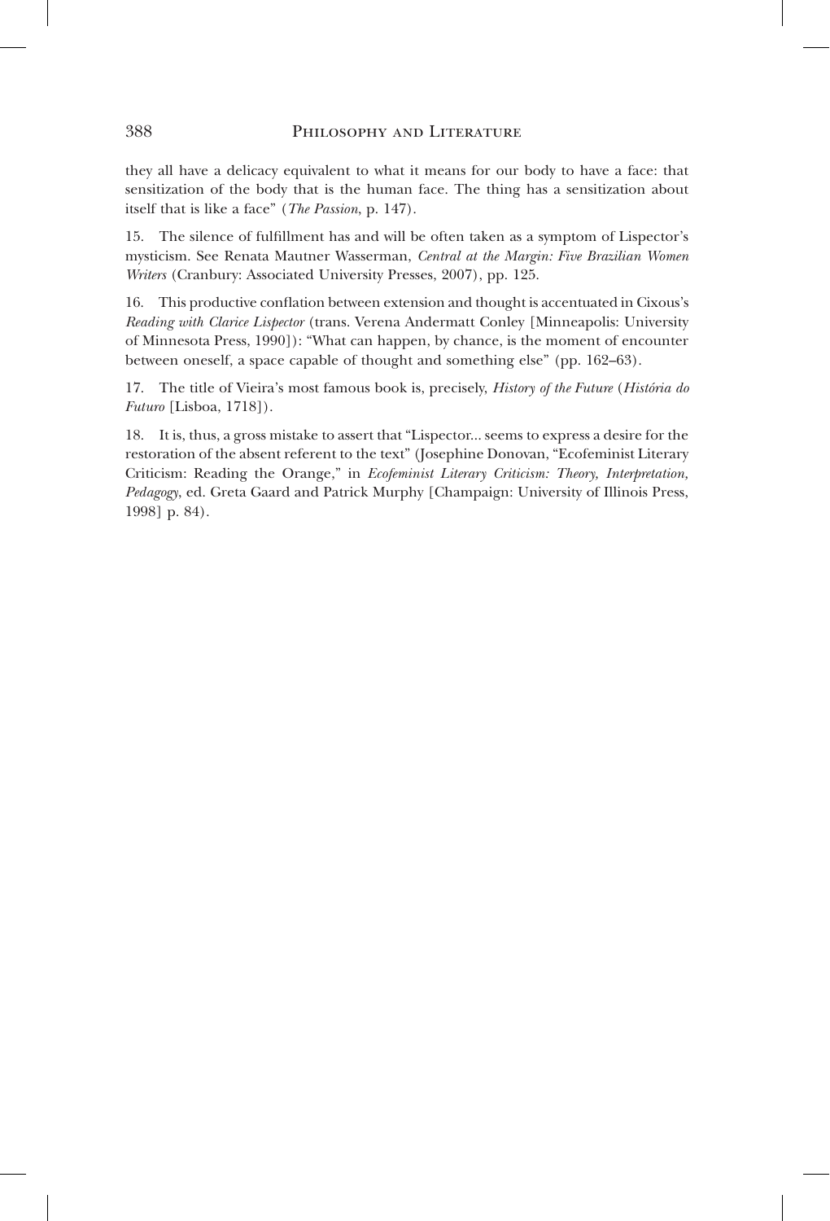they all have a delicacy equivalent to what it means for our body to have a face: that sensitization of the body that is the human face. The thing has a sensitization about itself that is like a face" (*The Passion*, p. 147).

15. The silence of fulfillment has and will be often taken as a symptom of Lispector's mysticism. See Renata Mautner Wasserman, *Central at the Margin: Five Brazilian Women Writers* (Cranbury: Associated University Presses, 2007), pp. 125.

16. This productive conflation between extension and thought is accentuated in Cixous's *Reading with Clarice Lispector* (trans. Verena Andermatt Conley [Minneapolis: University of Minnesota Press, 1990]): "What can happen, by chance, is the moment of encounter between oneself, a space capable of thought and something else" (pp. 162–63).

17. The title of Vieira's most famous book is, precisely, *History of the Future* (*História do Futuro* [Lisboa, 1718]).

18. It is, thus, a gross mistake to assert that "Lispector... seems to express a desire for the restoration of the absent referent to the text" (Josephine Donovan, "Ecofeminist Literary Criticism: Reading the Orange," in *Ecofeminist Literary Criticism: Theory, Interpretation, Pedagogy*, ed. Greta Gaard and Patrick Murphy [Champaign: University of Illinois Press, 1998] p. 84).